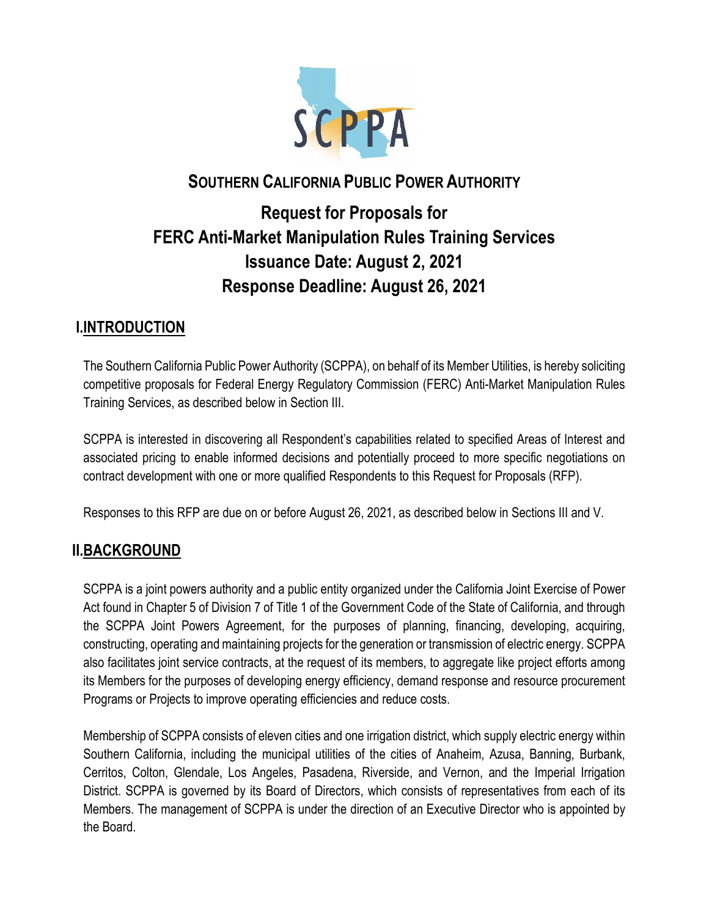# SOUTHERN CALIFORNIA PUBLIC POWER AUTHORITY

## Request for Proposals for FERC Anti-Market Manipulation Rules Training Services
## Issuance Date: August 2, 2021
## Response Deadline: August 26, 2021

## I. INTRODUCTION

The Southern California Public Power Authority (SCPPA), on behalf of its Member Utilities, is hereby soliciting competitive proposals for Federal Energy Regulatory Commission (FERC) Anti-Market Manipulation Rules Training Services, as described below in Section III.

SCPPA is interested in discovering all Respondent's capabilities related to specified Areas of Interest and associated pricing to enable informed decisions and potentially proceed to more specific negotiations on contract development with one or more qualified Respondents to this Request for Proposals (RFP).

Responses to this RFP are due on or before August 26, 2021, as described below in Sections III and V.

## II. BACKGROUND

SCPPA is a joint powers authority and a public entity organized under the California Joint Exercise of Power Act found in Chapter 5 of Division 7 of Title 1 of the Government Code of the State of California, and through the SCPPA Joint Powers Agreement, for the purposes of planning, financing, developing, acquiring, constructing, operating and maintaining projects for the generation or transmission of electric energy. SCPPA also facilitates joint service contracts, at the request of its members, to aggregate like project efforts among its Members for the purposes of developing energy efficiency, demand response and resource procurement Programs or Projects to improve operating efficiencies and reduce costs.

Membership of SCPPA consists of eleven cities and one irrigation district, which supply electric energy within Southern California, including the municipal utilities of the cities of Anaheim, Azusa, Banning, Burbank, Cerritos, Colton, Glendale, Los Angeles, Pasadena, Riverside, and Vernon, and the Imperial Irrigation District. SCPPA is governed by its Board of Directors, which consists of representatives from each of its Members. The management of SCPPA is under the direction of an Executive Director who is appointed by the Board.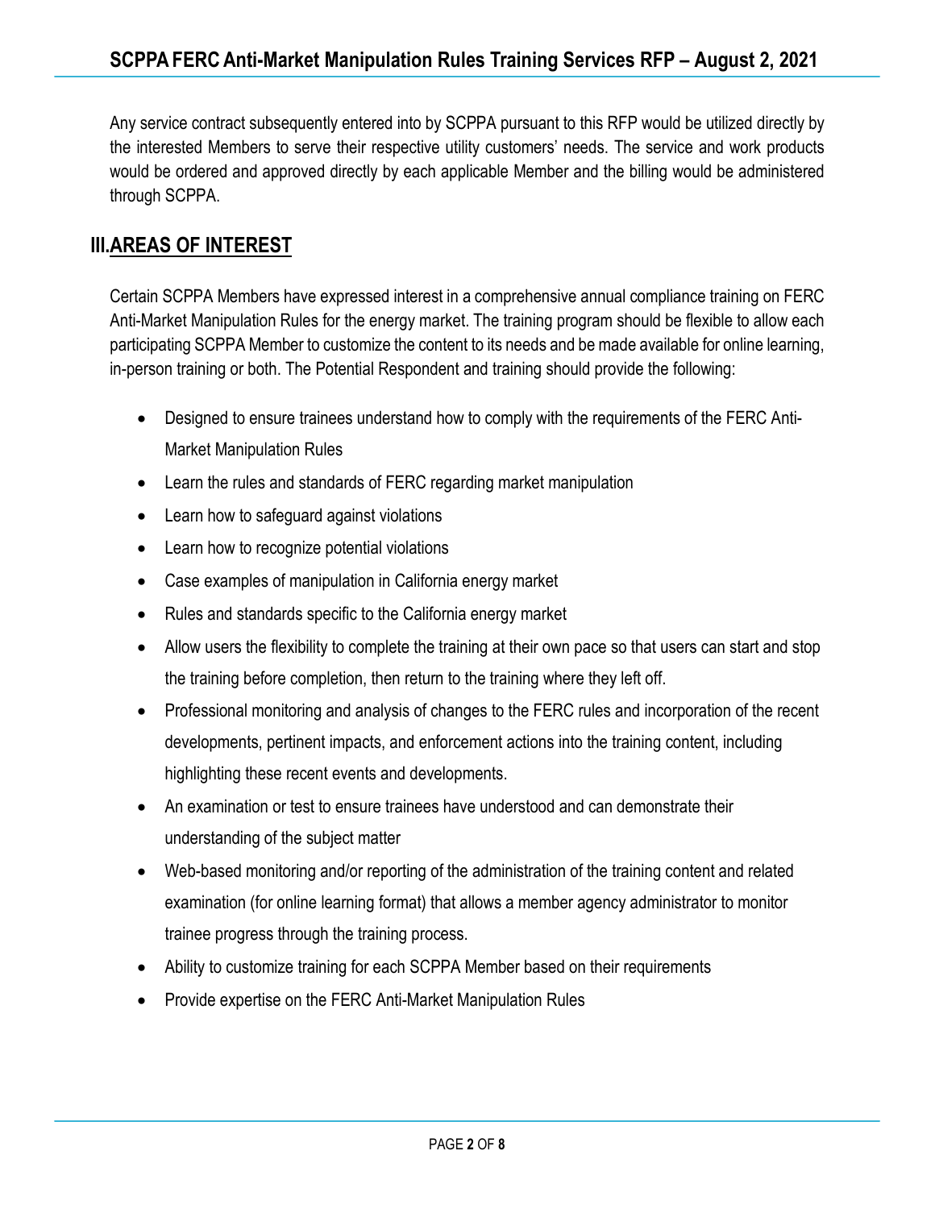Any service contract subsequently entered into by SCPPA pursuant to this RFP would be utilized directly by the interested Members to serve their respective utility customers' needs. The service and work products would be ordered and approved directly by each applicable Member and the billing would be administered through SCPPA.

## III. AREAS OF INTEREST

Certain SCPPA Members have expressed interest in a comprehensive annual compliance training on FERC Anti-Market Manipulation Rules for the energy market. The training program should be flexible to allow each participating SCPPA Member to customize the content to its needs and be made available for online learning, in-person training or both. The Potential Respondent and training should provide the following:

- Designed to ensure trainees understand how to comply with the requirements of the FERC Anti-Market Manipulation Rules
- Learn the rules and standards of FERC regarding market manipulation
- Learn how to safeguard against violations
- Learn how to recognize potential violations
- Case examples of manipulation in California energy market
- Rules and standards specific to the California energy market
- Allow users the flexibility to complete the training at their own pace so that users can start and stop the training before completion, then return to the training where they left off.
- Professional monitoring and analysis of changes to the FERC rules and incorporation of the recent developments, pertinent impacts, and enforcement actions into the training content, including highlighting these recent events and developments.
- An examination or test to ensure trainees have understood and can demonstrate their understanding of the subject matter
- Web-based monitoring and/or reporting of the administration of the training content and related examination (for online learning format) that allows a member agency administrator to monitor trainee progress through the training process.
- Ability to customize training for each SCPPA Member based on their requirements
- Provide expertise on the FERC Anti-Market Manipulation Rules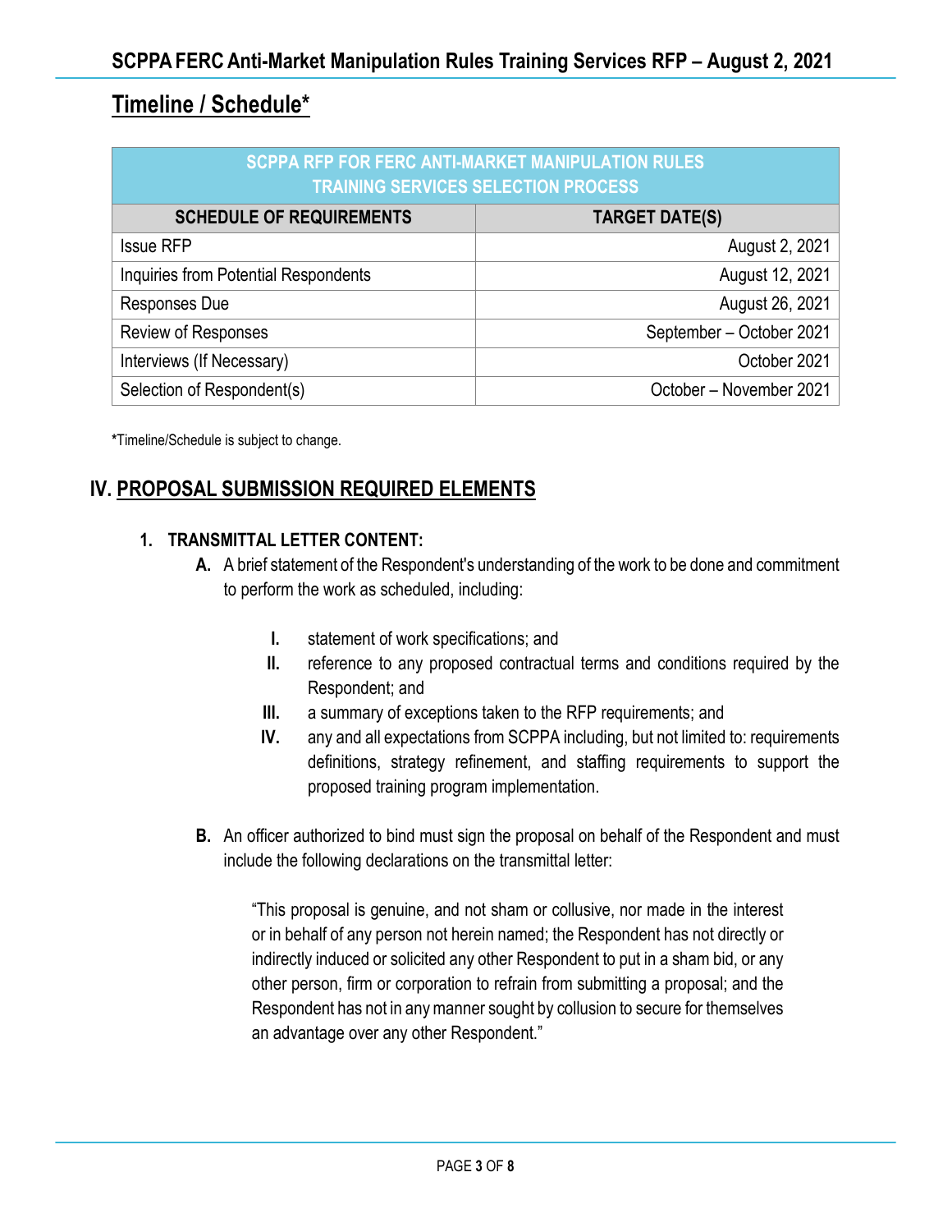## Timeline / Schedule*

| SCPPA RFP FOR FERC ANTI-MARKET MANIPULATION RULES TRAINING SERVICES SELECTION PROCESS | |
|---|---|
| **SCHEDULE OF REQUIREMENTS** | **TARGET DATE(S)** |
| Issue RFP | August 2, 2021 |
| Inquiries from Potential Respondents | August 12, 2021 |
| Responses Due | August 26, 2021 |
| Review of Responses | September – October 2021 |
| Interviews (If Necessary) | October 2021 |
| Selection of Respondent(s) | October – November 2021 |

**\***Timeline/Schedule is subject to change.

## IV. PROPOSAL SUBMISSION REQUIRED ELEMENTS

### 1. TRANSMITTAL LETTER CONTENT:

**A.** A brief statement of the Respondent's understanding of the work to be done and commitment to perform the work as scheduled, including:

- **I.** statement of work specifications; and
- **II.** reference to any proposed contractual terms and conditions required by the Respondent; and
- **III.** a summary of exceptions taken to the RFP requirements; and
- **IV.** any and all expectations from SCPPA including, but not limited to: requirements definitions, strategy refinement, and staffing requirements to support the proposed training program implementation.

**B.** An officer authorized to bind must sign the proposal on behalf of the Respondent and must include the following declarations on the transmittal letter:

> "This proposal is genuine, and not sham or collusive, nor made in the interest or in behalf of any person not herein named; the Respondent has not directly or indirectly induced or solicited any other Respondent to put in a sham bid, or any other person, firm or corporation to refrain from submitting a proposal; and the Respondent has not in any manner sought by collusion to secure for themselves an advantage over any other Respondent."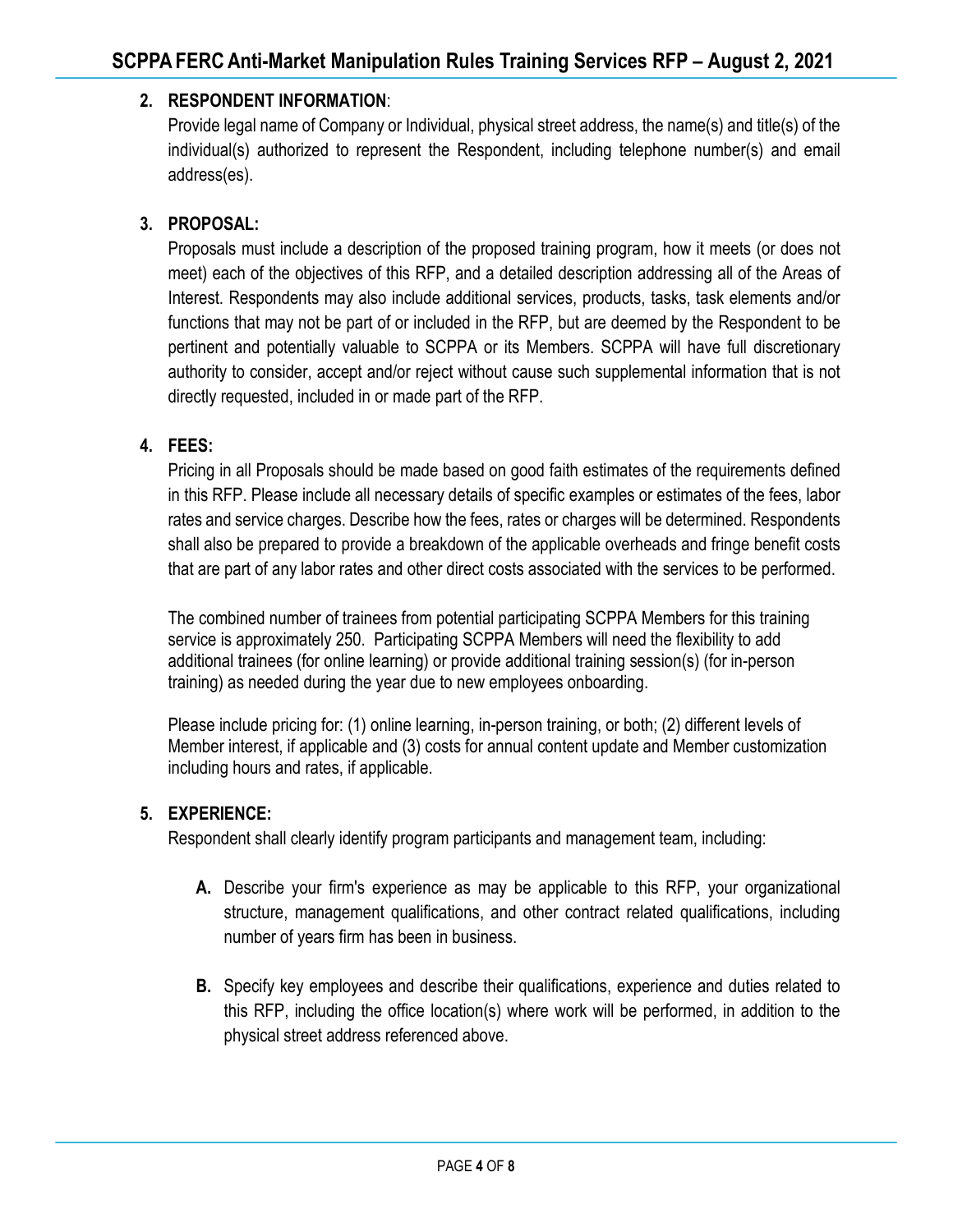2. **RESPONDENT INFORMATION**:
   Provide legal name of Company or Individual, physical street address, the name(s) and title(s) of the individual(s) authorized to represent the Respondent, including telephone number(s) and email address(es).

3. **PROPOSAL:**
   Proposals must include a description of the proposed training program, how it meets (or does not meet) each of the objectives of this RFP, and a detailed description addressing all of the Areas of Interest. Respondents may also include additional services, products, tasks, task elements and/or functions that may not be part of or included in the RFP, but are deemed by the Respondent to be pertinent and potentially valuable to SCPPA or its Members. SCPPA will have full discretionary authority to consider, accept and/or reject without cause such supplemental information that is not directly requested, included in or made part of the RFP.

4. **FEES:**
   Pricing in all Proposals should be made based on good faith estimates of the requirements defined in this RFP. Please include all necessary details of specific examples or estimates of the fees, labor rates and service charges. Describe how the fees, rates or charges will be determined. Respondents shall also be prepared to provide a breakdown of the applicable overheads and fringe benefit costs that are part of any labor rates and other direct costs associated with the services to be performed.

   The combined number of trainees from potential participating SCPPA Members for this training service is approximately 250. Participating SCPPA Members will need the flexibility to add additional trainees (for online learning) or provide additional training session(s) (for in-person training) as needed during the year due to new employees onboarding.

   Please include pricing for: (1) online learning, in-person training, or both; (2) different levels of Member interest, if applicable and (3) costs for annual content update and Member customization including hours and rates, if applicable.

5. **EXPERIENCE:**
   Respondent shall clearly identify program participants and management team, including:

   **A.** Describe your firm's experience as may be applicable to this RFP, your organizational structure, management qualifications, and other contract related qualifications, including number of years firm has been in business.

   **B.** Specify key employees and describe their qualifications, experience and duties related to this RFP, including the office location(s) where work will be performed, in addition to the physical street address referenced above.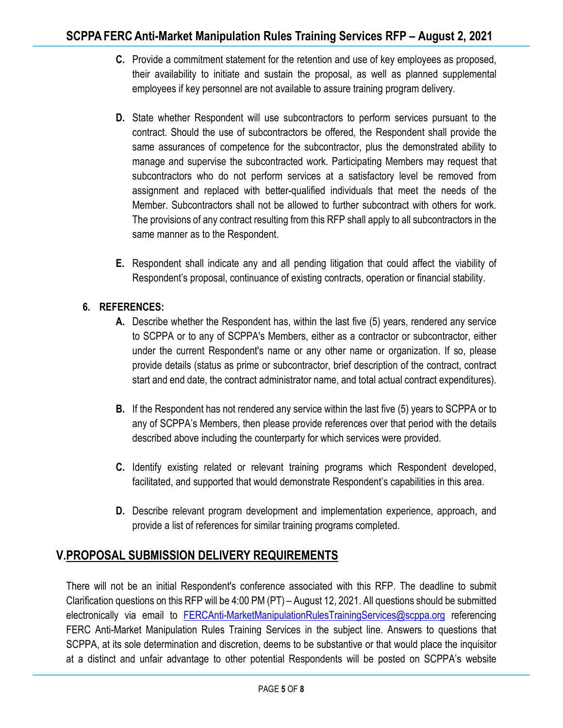**C.** Provide a commitment statement for the retention and use of key employees as proposed, their availability to initiate and sustain the proposal, as well as planned supplemental employees if key personnel are not available to assure training program delivery.

**D.** State whether Respondent will use subcontractors to perform services pursuant to the contract. Should the use of subcontractors be offered, the Respondent shall provide the same assurances of competence for the subcontractor, plus the demonstrated ability to manage and supervise the subcontracted work. Participating Members may request that subcontractors who do not perform services at a satisfactory level be removed from assignment and replaced with better-qualified individuals that meet the needs of the Member. Subcontractors shall not be allowed to further subcontract with others for work. The provisions of any contract resulting from this RFP shall apply to all subcontractors in the same manner as to the Respondent.

**E.** Respondent shall indicate any and all pending litigation that could affect the viability of Respondent's proposal, continuance of existing contracts, operation or financial stability.

**6. REFERENCES:**

**A.** Describe whether the Respondent has, within the last five (5) years, rendered any service to SCPPA or to any of SCPPA's Members, either as a contractor or subcontractor, either under the current Respondent's name or any other name or organization. If so, please provide details (status as prime or subcontractor, brief description of the contract, contract start and end date, the contract administrator name, and total actual contract expenditures).

**B.** If the Respondent has not rendered any service within the last five (5) years to SCPPA or to any of SCPPA's Members, then please provide references over that period with the details described above including the counterparty for which services were provided.

**C.** Identify existing related or relevant training programs which Respondent developed, facilitated, and supported that would demonstrate Respondent's capabilities in this area.

**D.** Describe relevant program development and implementation experience, approach, and provide a list of references for similar training programs completed.

## V. PROPOSAL SUBMISSION DELIVERY REQUIREMENTS

There will not be an initial Respondent's conference associated with this RFP. The deadline to submit Clarification questions on this RFP will be 4:00 PM (PT) – August 12, 2021. All questions should be submitted electronically via email to FERCAnti-MarketManipulationRulesTrainingServices@scppa.org referencing FERC Anti-Market Manipulation Rules Training Services in the subject line. Answers to questions that SCPPA, at its sole determination and discretion, deems to be substantive or that would place the inquisitor at a distinct and unfair advantage to other potential Respondents will be posted on SCPPA's website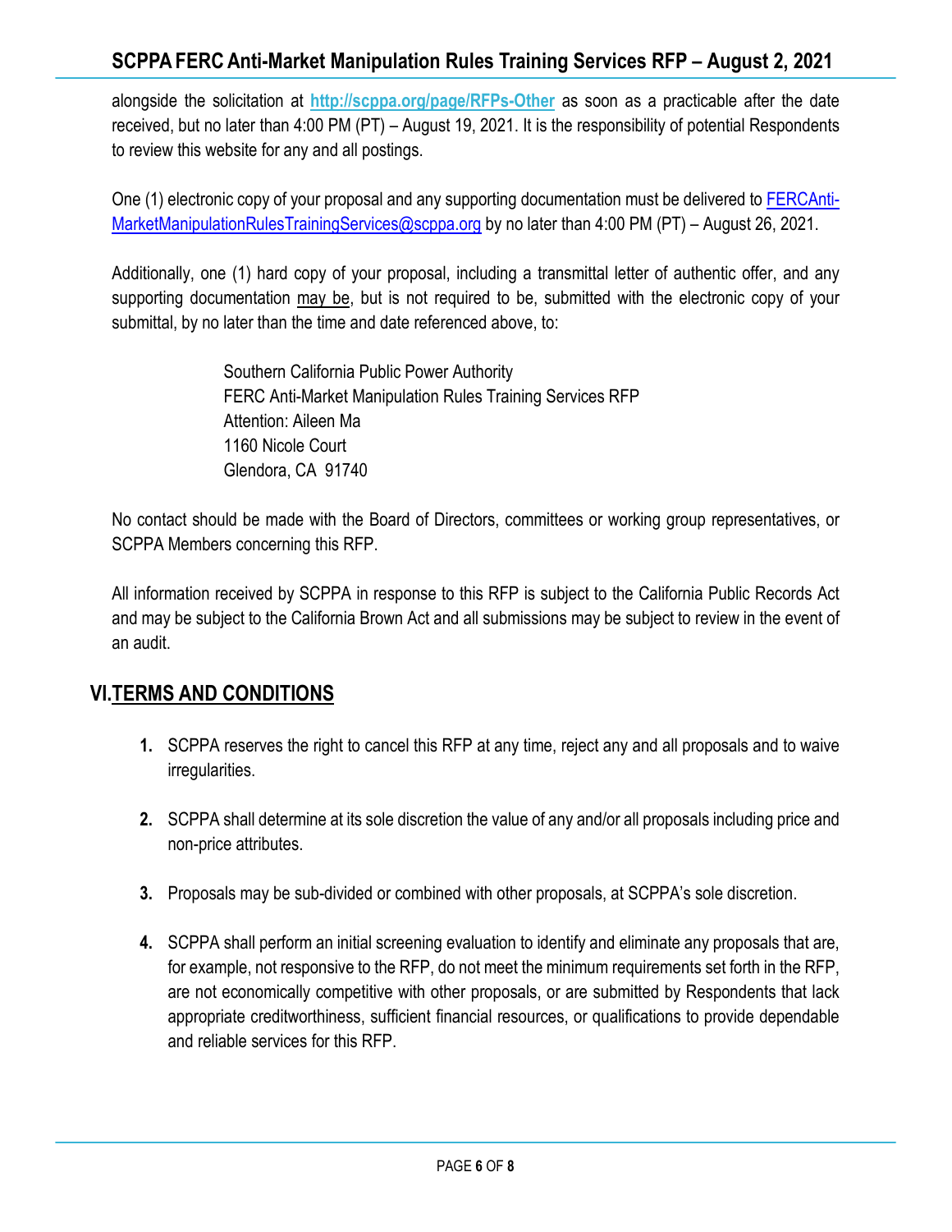alongside the solicitation at **http://scppa.org/page/RFPs-Other** as soon as a practicable after the date received, but no later than 4:00 PM (PT) – August 19, 2021. It is the responsibility of potential Respondents to review this website for any and all postings.

One (1) electronic copy of your proposal and any supporting documentation must be delivered to FERCAnti-MarketManipulationRulesTrainingServices@scppa.org by no later than 4:00 PM (PT) – August 26, 2021.

Additionally, one (1) hard copy of your proposal, including a transmittal letter of authentic offer, and any supporting documentation may be, but is not required to be, submitted with the electronic copy of your submittal, by no later than the time and date referenced above, to:

> Southern California Public Power Authority
> FERC Anti-Market Manipulation Rules Training Services RFP
> Attention: Aileen Ma
> 1160 Nicole Court
> Glendora, CA 91740

No contact should be made with the Board of Directors, committees or working group representatives, or SCPPA Members concerning this RFP.

All information received by SCPPA in response to this RFP is subject to the California Public Records Act and may be subject to the California Brown Act and all submissions may be subject to review in the event of an audit.

## VI. TERMS AND CONDITIONS

1. SCPPA reserves the right to cancel this RFP at any time, reject any and all proposals and to waive irregularities.

2. SCPPA shall determine at its sole discretion the value of any and/or all proposals including price and non-price attributes.

3. Proposals may be sub-divided or combined with other proposals, at SCPPA's sole discretion.

4. SCPPA shall perform an initial screening evaluation to identify and eliminate any proposals that are, for example, not responsive to the RFP, do not meet the minimum requirements set forth in the RFP, are not economically competitive with other proposals, or are submitted by Respondents that lack appropriate creditworthiness, sufficient financial resources, or qualifications to provide dependable and reliable services for this RFP.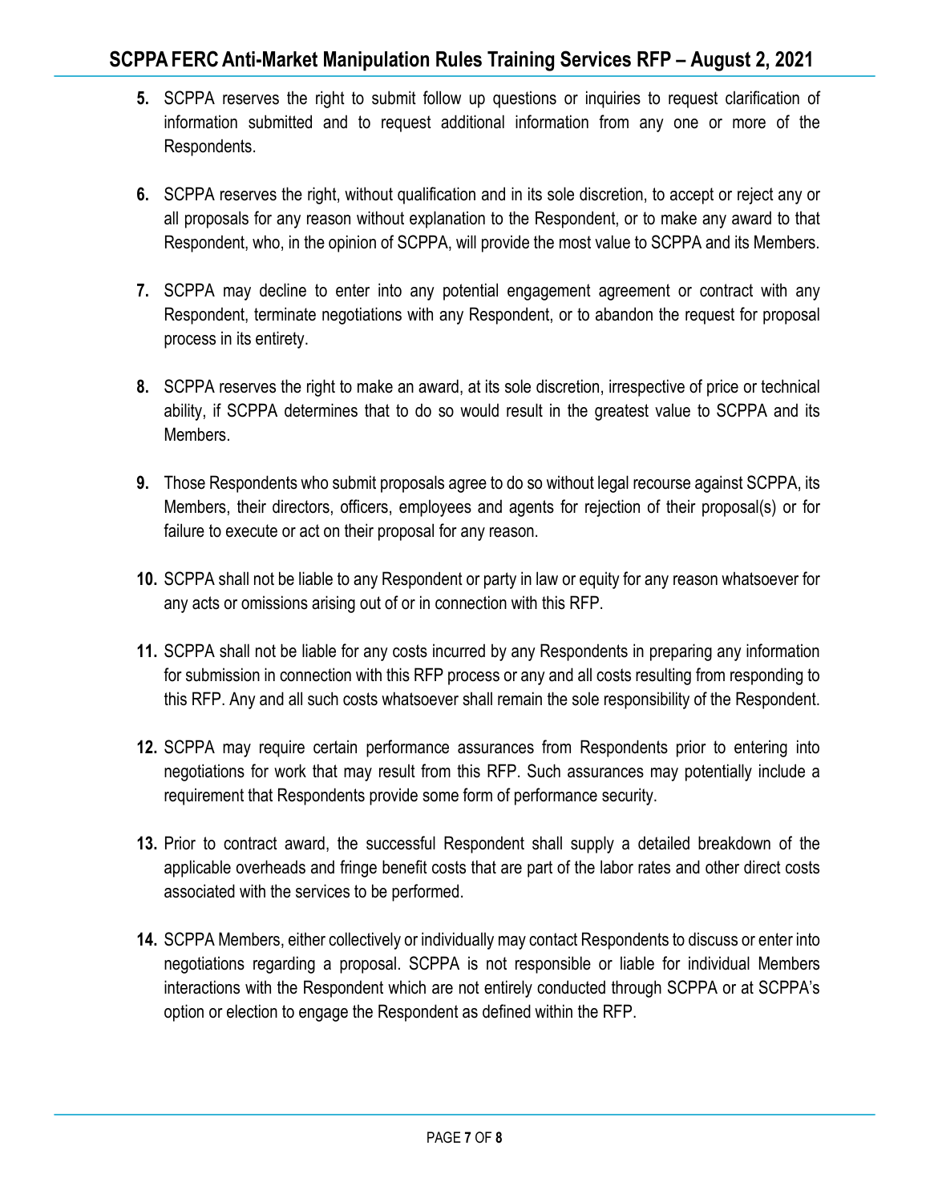5. SCPPA reserves the right to submit follow up questions or inquiries to request clarification of information submitted and to request additional information from any one or more of the Respondents.

6. SCPPA reserves the right, without qualification and in its sole discretion, to accept or reject any or all proposals for any reason without explanation to the Respondent, or to make any award to that Respondent, who, in the opinion of SCPPA, will provide the most value to SCPPA and its Members.

7. SCPPA may decline to enter into any potential engagement agreement or contract with any Respondent, terminate negotiations with any Respondent, or to abandon the request for proposal process in its entirety.

8. SCPPA reserves the right to make an award, at its sole discretion, irrespective of price or technical ability, if SCPPA determines that to do so would result in the greatest value to SCPPA and its Members.

9. Those Respondents who submit proposals agree to do so without legal recourse against SCPPA, its Members, their directors, officers, employees and agents for rejection of their proposal(s) or for failure to execute or act on their proposal for any reason.

10. SCPPA shall not be liable to any Respondent or party in law or equity for any reason whatsoever for any acts or omissions arising out of or in connection with this RFP.

11. SCPPA shall not be liable for any costs incurred by any Respondents in preparing any information for submission in connection with this RFP process or any and all costs resulting from responding to this RFP. Any and all such costs whatsoever shall remain the sole responsibility of the Respondent.

12. SCPPA may require certain performance assurances from Respondents prior to entering into negotiations for work that may result from this RFP. Such assurances may potentially include a requirement that Respondents provide some form of performance security.

13. Prior to contract award, the successful Respondent shall supply a detailed breakdown of the applicable overheads and fringe benefit costs that are part of the labor rates and other direct costs associated with the services to be performed.

14. SCPPA Members, either collectively or individually may contact Respondents to discuss or enter into negotiations regarding a proposal. SCPPA is not responsible or liable for individual Members interactions with the Respondent which are not entirely conducted through SCPPA or at SCPPA's option or election to engage the Respondent as defined within the RFP.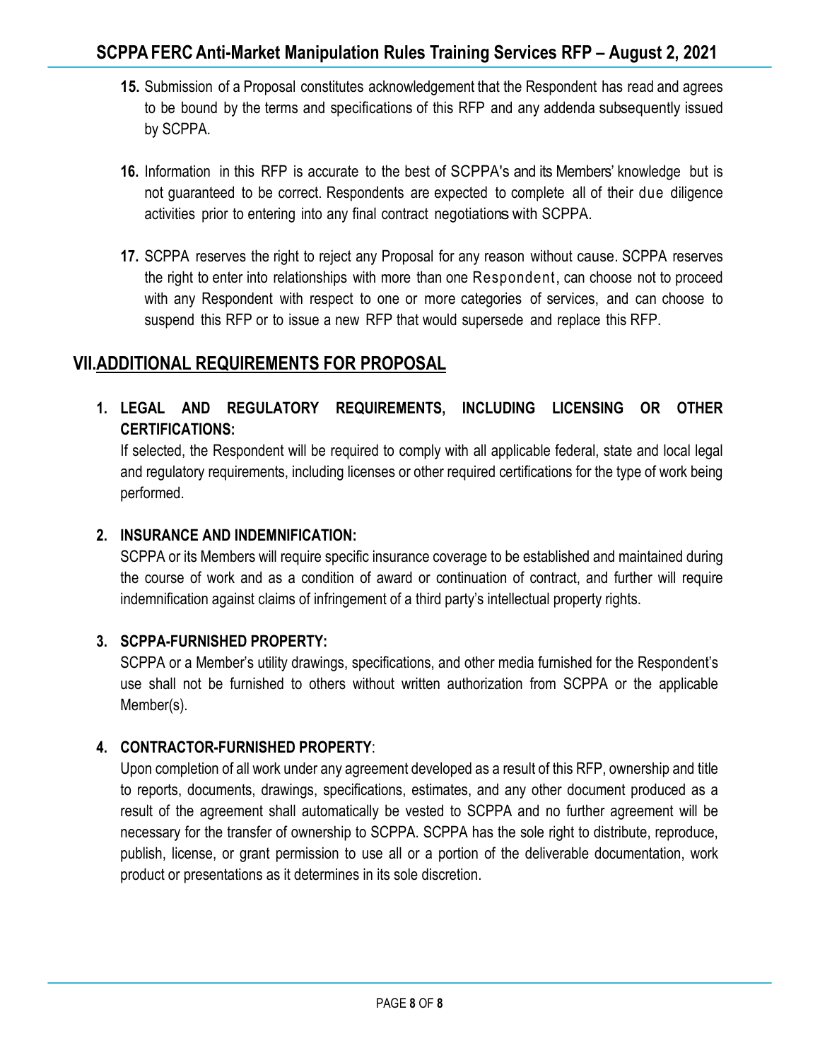15. Submission of a Proposal constitutes acknowledgement that the Respondent has read and agrees to be bound by the terms and specifications of this RFP and any addenda subsequently issued by SCPPA.

16. Information in this RFP is accurate to the best of SCPPA's and its Members' knowledge but is not guaranteed to be correct. Respondents are expected to complete all of their due diligence activities prior to entering into any final contract negotiations with SCPPA.

17. SCPPA reserves the right to reject any Proposal for any reason without cause. SCPPA reserves the right to enter into relationships with more than one Respondent, can choose not to proceed with any Respondent with respect to one or more categories of services, and can choose to suspend this RFP or to issue a new RFP that would supersede and replace this RFP.

## VII. ADDITIONAL REQUIREMENTS FOR PROPOSAL

1. **LEGAL AND REGULATORY REQUIREMENTS, INCLUDING LICENSING OR OTHER CERTIFICATIONS:**

   If selected, the Respondent will be required to comply with all applicable federal, state and local legal and regulatory requirements, including licenses or other required certifications for the type of work being performed.

2. **INSURANCE AND INDEMNIFICATION:**

   SCPPA or its Members will require specific insurance coverage to be established and maintained during the course of work and as a condition of award or continuation of contract, and further will require indemnification against claims of infringement of a third party's intellectual property rights.

3. **SCPPA-FURNISHED PROPERTY:**

   SCPPA or a Member's utility drawings, specifications, and other media furnished for the Respondent's use shall not be furnished to others without written authorization from SCPPA or the applicable Member(s).

4. **CONTRACTOR-FURNISHED PROPERTY**:

   Upon completion of all work under any agreement developed as a result of this RFP, ownership and title to reports, documents, drawings, specifications, estimates, and any other document produced as a result of the agreement shall automatically be vested to SCPPA and no further agreement will be necessary for the transfer of ownership to SCPPA. SCPPA has the sole right to distribute, reproduce, publish, license, or grant permission to use all or a portion of the deliverable documentation, work product or presentations as it determines in its sole discretion.